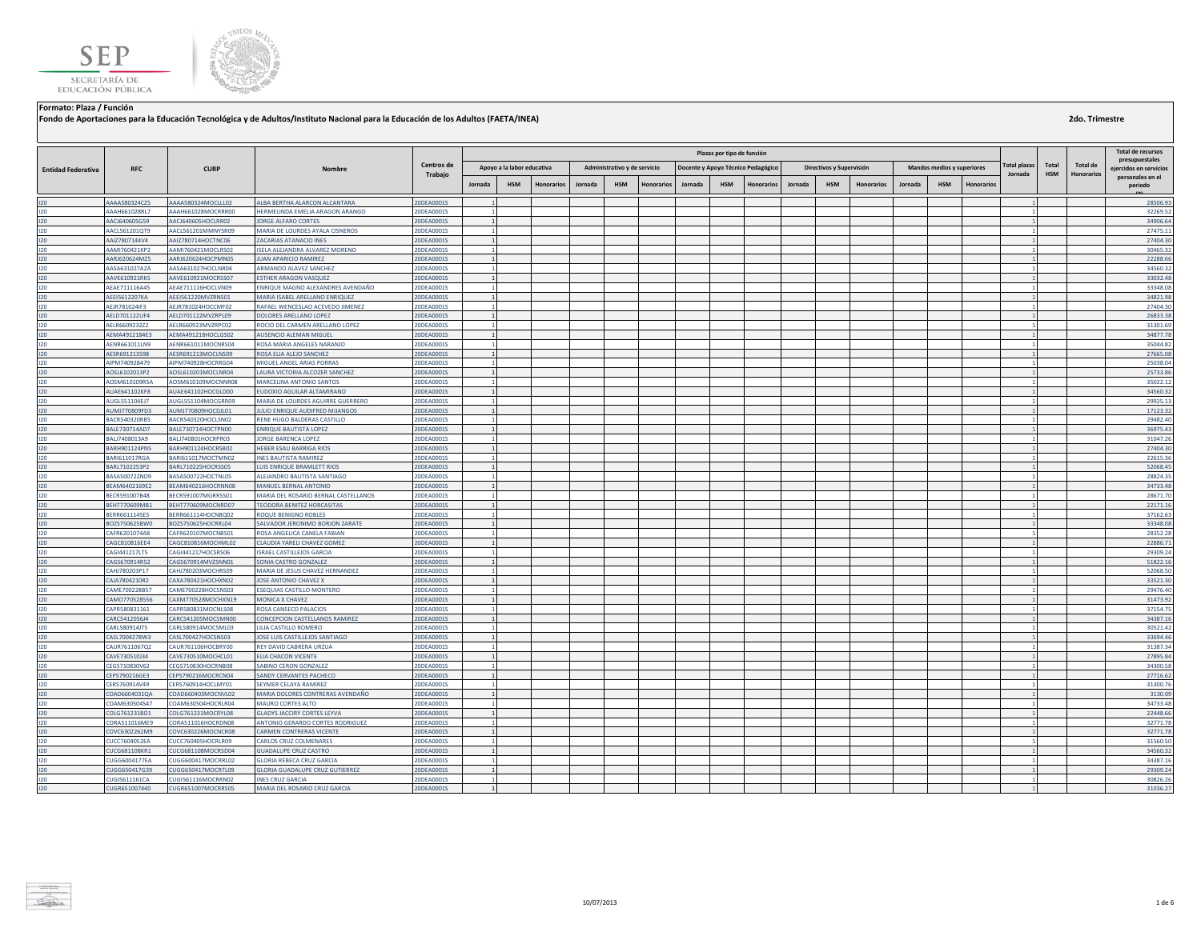**Formato: Plaza / Función**

**Fondo de Aportaciones para la Educación Tecnológica y de Adultos/Instituto Nacional para la Educación de los Adultos (FAETA/INEA)**

**2do. Trimestre**

| Entidad Federativa | RFC | CURP | Nombre | Centros de Trabajo | Plazas por tipo de función | | | | | | | | | | | | | | | Total plazas Jornada | Total HSM | Total de Honorarios | Total de recursos presupuestales ejercidos en servicios personales en el periodo (2) |
|---|---|---|---|---|---|---|---|---|---|---|---|---|---|---|---|---|---|---|---|---|---|---|---|
| | | | | | Apoyo a la labor educativa | | | Administrativo y de servicio | | | Docente y Apoyo Técnico Pedagógico | | | Directivos y Supervisión | | | Mandos medios y superiores | | | | | | |
| | | | | | Jornada | HSM | Honorarios | Jornada | HSM | Honorarios | Jornada | HSM | Honorarios | Jornada | HSM | Honorarios | Jornada | HSM | Honorarios | | | | |
| I20 | AAAA580324CZS | AAAA580324MOCLLL02 | ALBA BERTHA ALARCON ALCANTARA | 20DEA0001S | 1 | | | | | | | | | | | | | | | 1 | | | 28506.93 |
| I20 | AAAH661028RL7 | AAAH661028MOCRRR00 | HERMELINDA EMELIA ARAGON ARANGO | 20DEA0001S | 1 | | | | | | | | | | | | | | | 1 | | | 32269.52 |
| I20 | AACJ640605G59 | AACJ640605HOCLRR02 | JORGE ALFARO CORTES | 20DEA0001S | 1 | | | | | | | | | | | | | | | 1 | | | 34906.64 |
| I20 | AACL561201QT9 | AACL561201MMNYSR09 | MARIA DE LOURDES AYALA CISNEROS | 20DEA0001S | 1 | | | | | | | | | | | | | | | 1 | | | 27475.11 |
| I20 | AAIZ780714AV4 | AAIZ780714HOCTNC06 | ZACARIAS ATANACIO INES | 20DEA0001S | 1 | | | | | | | | | | | | | | | 1 | | | 27404.30 |
| I20 | AAMI760421KP2 | AAMI760421MOCLRS02 | ISELA ALEJANDRA ALVAREZ MORENO | 20DEA0001S | 1 | | | | | | | | | | | | | | | 1 | | | 30465.32 |
| I20 | AARJ620624MZ5 | AARJ620624HOCPMN05 | JUAN APARICIO RAMIREZ | 20DEA0001S | 1 | | | | | | | | | | | | | | | 1 | | | 22288.66 |
| I20 | AASA631027A2A | AASA631027HOCLNR04 | ARMANDO ALAVEZ SANCHEZ | 20DEA0001S | 1 | | | | | | | | | | | | | | | 1 | | | 34560.32 |
| I20 | AAVE610921RK5 | AAVE610921MOCRSS07 | ESTHER ARAGON VASQUEZ | 20DEA0001S | 1 | | | | | | | | | | | | | | | 1 | | | 33032.48 |
| I20 | AEAE711116A45 | AEAE711116HOCLVN09 | ENRIQUE MAGNO ALEXANDRES AVENDAÑO | 20DEA0001S | 1 | | | | | | | | | | | | | | | 1 | | | 33348.08 |
| I20 | AEEI5612207KA | AEEI561220MVZRNS01 | MARIA ISABEL ARELLANO ENRIQUEZ | 20DEA0001S | 1 | | | | | | | | | | | | | | | 1 | | | 34821.98 |
| I20 | AEJR781024IF3 | AEJR781024HOCCMF02 | RAFAEL WENCESLAO ACEVEDO JIMENEZ | 20DEA0001S | 1 | | | | | | | | | | | | | | | 1 | | | 27404.30 |
| I20 | AELD701122UF4 | AELD701122MVZRPL09 | DOLORES ARELLANO LOPEZ | 20DEA0001S | 1 | | | | | | | | | | | | | | | 1 | | | 26833.38 |
| I20 | AELR6609232Z2 | AELR660923MVZRPC02 | ROCIO DEL CARMEN ARELLANO LOPEZ | 20DEA0001S | 1 | | | | | | | | | | | | | | | 1 | | | 31301.69 |
| I20 | AEMA491218HE3 | AEMA491218HOCLGS02 | AUSENCIO ALEMAN MIGUEL | 20DEA0001S | 1 | | | | | | | | | | | | | | | 1 | | | 34877.78 |
| I20 | AENR661011LN9 | AENR661011MOCNRS04 | ROSA MARIA ANGELES NARANJO | 20DEA0001S | 1 | | | | | | | | | | | | | | | 1 | | | 35044.82 |
| I20 | AESR691213598 | AESR691213MOCLNS09 | ROSA ELIA ALEJO SANCHEZ | 20DEA0001S | 1 | | | | | | | | | | | | | | | 1 | | | 27665.08 |
| I20 | AIPM740928479 | AIPM740928HOCRRG04 | MIGUEL ANGEL ARIAS PORRAS | 20DEA0001S | 1 | | | | | | | | | | | | | | | 1 | | | 25038.04 |
| I20 | AOSL6102013P2 | AOSL610201MOCLNR04 | LAURA VICTORIA ALCOZER SANCHEZ | 20DEA0001S | 1 | | | | | | | | | | | | | | | 1 | | | 25733.86 |
| I20 | AOSM610109R5A | AOSM610109MOCNNR08 | MARCELINA ANTONIO SANTOS | 20DEA0001S | 1 | | | | | | | | | | | | | | | 1 | | | 35022.12 |
| I20 | AUAE641102KF8 | AUAE641102HOCGLD00 | EUDOXIO AGUILAR ALTAMIRANO | 20DEA0001S | 1 | | | | | | | | | | | | | | | 1 | | | 34560.32 |
| I20 | AUGL551104EJ7 | AUGL551104MOCGRR09 | MARIA DE LOURDES AGUIRRE GUERRERO | 20DEA0001S | 1 | | | | | | | | | | | | | | | 1 | | | 29925.13 |
| I20 | AUMJ770809FD3 | AUMJ770809HOCDJL01 | JULIO ENRIQUE AUDIFRED MIJANGOS | 20DEA0001S | 1 | | | | | | | | | | | | | | | 1 | | | 17123.32 |
| I20 | BACR540320RB5 | BACR540320HOCLSN02 | RENE HUGO BALDERAS CASTILLO | 20DEA0001S | 1 | | | | | | | | | | | | | | | 1 | | | 29482.40 |
| I20 | BALE730714AD7 | BALE730714HOCTPN00 | ENRIQUE BAUTISTA LOPEZ | 20DEA0001S | 1 | | | | | | | | | | | | | | | 1 | | | 36975.43 |
| I20 | BALJ7408013A9 | BALJ740801HOCRPR03 | JORGE BARENCA LOPEZ | 20DEA0001S | 1 | | | | | | | | | | | | | | | 1 | | | 31047.26 |
| I20 | BARH901124PN5 | BARH901124HOCRSB02 | HEBER ESAU BARRIGA RIOS | 20DEA0001S | 1 | | | | | | | | | | | | | | | 1 | | | 27404.30 |
| I20 | BARI611017RGA | BARI611017MOCTMN02 | INES BAUTISTA RAMIREZ | 20DEA0001S | 1 | | | | | | | | | | | | | | | 1 | | | 22615.36 |
| I20 | BARL7102253P2 | BARL710225HOCRSS05 | LUIS ENRIQUE BRAMLETT RIOS | 20DEA0001S | 1 | | | | | | | | | | | | | | | 1 | | | 52068.45 |
| I20 | BASA500722ND9 | BASA500722HOCTNL05 | ALEJANDRO BAUTISTA SANTIAGO | 20DEA0001S | 1 | | | | | | | | | | | | | | | 1 | | | 28824.35 |
| I20 | BEAM6402169E2 | BEAM640216HOCRNN08 | MANUEL BERNAL ANTONIO | 20DEA0001S | 1 | | | | | | | | | | | | | | | 1 | | | 34733.48 |
| I20 | BECR591007B48 | BECR591007MGRRSS01 | MARIA DEL ROSARIO BERNAL CASTELLANOS | 20DEA0001S | 1 | | | | | | | | | | | | | | | 1 | | | 28671.70 |
| I20 | BEHT770609MB1 | BEHT770609MOCNRD07 | TEODORA BENITEZ HORCASITAS | 20DEA0001S | 1 | | | | | | | | | | | | | | | 1 | | | 22171.16 |
| I20 | BERR661114SE5 | BERR661114HOCNBQ02 | ROQUE BENIGNO ROBLES | 20DEA0001S | 1 | | | | | | | | | | | | | | | 1 | | | 37162.63 |
| I20 | BOZS750625BW0 | BOZS750625HOCRRL04 | SALVADOR JERONIMO BORJON ZARATE | 20DEA0001S | 1 | | | | | | | | | | | | | | | 1 | | | 33348.08 |
| I20 | CAFR6201074A8 | CAFR620107MOCNBS01 | ROSA ANGELICA CANELA FABIAN | 20DEA0001S | 1 | | | | | | | | | | | | | | | 1 | | | 28352.28 |
| I20 | CAGC810816EE4 | CAGC810816MOCHML02 | CLAUDIA YARELI CHAVEZ GOMEZ | 20DEA0001S | 1 | | | | | | | | | | | | | | | 1 | | | 22886.71 |
| I20 | CAGI441217LT5 | CAGI441217HOCSRS06 | ISRAEL CASTILLEJOS GARCIA | 20DEA0001S | 1 | | | | | | | | | | | | | | | 1 | | | 29309.24 |
| I20 | CAGS670914R52 | CAGS670914MVZSNN01 | SONIA CASTRO GONZALEZ | 20DEA0001S | 1 | | | | | | | | | | | | | | | 1 | | | 51822.16 |
| I20 | CAHJ780203P17 | CAHJ780203MOCHRS09 | MARIA DE JESUS CHAVEZ HERNANDEZ | 20DEA0001S | 1 | | | | | | | | | | | | | | | 1 | | | 52068.50 |
| I20 | CAJA7804210R2 | CAXA780421HOCHXN02 | JOSE ANTONIO CHAVEZ X | 20DEA0001S | 1 | | | | | | | | | | | | | | | 1 | | | 33521.30 |
| I20 | CAME700228B57 | CAME700228HOCSNS03 | ESEQUIAS CASTILLO MONTERO | 20DEA0001S | 1 | | | | | | | | | | | | | | | 1 | | | 29476.40 |
| I20 | CAMO770528556 | CAXM770528MOCHXN19 | MONICA X CHAVEZ | 20DEA0001S | 1 | | | | | | | | | | | | | | | 1 | | | 31473.92 |
| I20 | CAPR580831161 | CAPR580831MOCNLS08 | ROSA CANSECO PALACIOS | 20DEA0001S | 1 | | | | | | | | | | | | | | | 1 | | | 37154.75 |
| I20 | CARC5412056J4 | CARC541205MOCSMN00 | CONCEPCION CASTELLANOS RAMIREZ | 20DEA0001S | 1 | | | | | | | | | | | | | | | 1 | | | 34387.16 |
| I20 | CARL580914JT5 | CARL580914MOCSML03 | LILIA CASTILLO ROMERO | 20DEA0001S | 1 | | | | | | | | | | | | | | | 1 | | | 30521.42 |
| I20 | CASL700427BW3 | CASL700427HOCSNS03 | JOSE LUIS CASTILLEJOS SANTIAGO | 20DEA0001S | 1 | | | | | | | | | | | | | | | 1 | | | 33694.46 |
| I20 | CAUR7611067Q2 | CAUR761106HOCBRY00 | REY DAVID CABRERA URZUA | 20DEA0001S | 1 | | | | | | | | | | | | | | | 1 | | | 31387.34 |
| I20 | CAVE730510J34 | CAVE730510MOCHCL01 | ELIA CHACON VICENTE | 20DEA0001S | 1 | | | | | | | | | | | | | | | 1 | | | 27895.84 |
| I20 | CEGS710830V62 | CEGS710830HOCRNB08 | SABINO CERON GONZALEZ | 20DEA0001S | 1 | | | | | | | | | | | | | | | 1 | | | 34300.58 |
| I20 | CEPS790216GE3 | CEPS790216MOCRCN04 | SANDY CERVANTES PACHECO | 20DEA0001S | 1 | | | | | | | | | | | | | | | 1 | | | 27716.62 |
| I20 | CERS760914V49 | CERS760914HOCLMY01 | SEYMER CELAYA RAMIREZ | 20DEA0001S | 1 | | | | | | | | | | | | | | | 1 | | | 31300.76 |
| I20 | COAD6604031QA | COAD660403MOCNVL02 | MARIA DOLORES CONTRERAS AVENDAÑO | 20DEA0001S | 1 | | | | | | | | | | | | | | | 1 | | | 3130.09 |
| I20 | COAM630504547 | COAM630504HOCRLR04 | MAURO CORTES ALTO | 20DEA0001S | 1 | | | | | | | | | | | | | | | 1 | | | 34733.48 |
| I20 | COLG761231BD1 | COLG761231MOCRYL08 | GLADYS JACCIRY CORTES LEYVA | 20DEA0001S | 1 | | | | | | | | | | | | | | | 1 | | | 22448.66 |
| I20 | CORA511016ME9 | CORA511016HOCRDN08 | ANTONIO GERARDO CORTES RODRIGUEZ | 20DEA0001S | 1 | | | | | | | | | | | | | | | 1 | | | 32771.78 |
| I20 | COVC6302262M9 | COVC630226MOCNCR08 | CARMEN CONTRERAS VICENTE | 20DEA0001S | 1 | | | | | | | | | | | | | | | 1 | | | 32771.78 |
| I20 | CUCC760405 2EA | CUCC760405HOCRLR09 | CARLOS CRUZ COLMENARES | 20DEA0001S | 1 | | | | | | | | | | | | | | | 1 | | | 31560.50 |
| I20 | CUCG681108KR1 | CUCG681108MOCRSD04 | GUADALUPE CRUZ CASTRO | 20DEA0001S | 1 | | | | | | | | | | | | | | | 1 | | | 34560.32 |
| I20 | CUGG600417 7EA | CUGG600417MOCRRL02 | GLORIA REBECA CRUZ GARCIA | 20DEA0001S | 1 | | | | | | | | | | | | | | | 1 | | | 34387.16 |
| I20 | CUGG650417G39 | CUGG650417MOCRTL09 | GLORIA GUADALUPE CRUZ GUTIERREZ | 20DEA0001S | 1 | | | | | | | | | | | | | | | 1 | | | 29309.24 |
| I20 | CUGI561161CA | CUGI561116MOCRRN02 | INES CRUZ GARCIA | 20DEA0001S | 1 | | | | | | | | | | | | | | | 1 | | | 30826.26 |
| I20 | CUGR651007440 | CUGR651007MOCRRS05 | MARIA DEL ROSARIO CRUZ GARCIA | 20DEA0001S | 1 | | | | | | | | | | | | | | | 1 | | | 31036.27 |

10/07/2013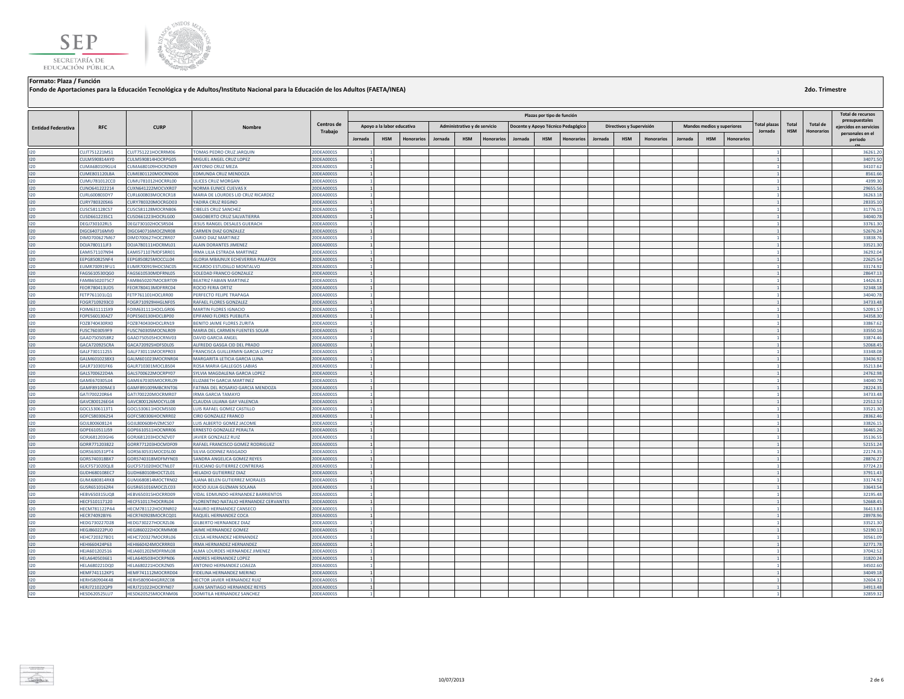**Formato: Plaza / Función**

**Fondo de Aportaciones para la Educación Tecnológica y de Adultos/Instituto Nacional para la Educación de los Adultos (FAETA/INEA)**

**2do. Trimestre**

| Entidad Federativa | RFC | CURP | Nombre | Centros de Trabajo | Plazas por tipo de función | | | | | | | | | | | | | | | Total plazas Jornada | Total HSM | Total de Honorarios | Total de recursos presupuestales ejercidos en servicios personales en el periodo (2) |
|---|---|---|---|---|---|---|---|---|---|---|---|---|---|---|---|---|---|---|---|---|---|---|---|
| | | | | | Apoyo a la labor educativa | | | Administrativo y de servicio | | | Docente y Apoyo Técnico Pedagógico | | | Directivos y Supervisión | | | Mandos medios y superiores | | | | | | |
| | | | | | Jornada | HSM | Honorarios | Jornada | HSM | Honorarios | Jornada | HSM | Honorarios | Jornada | HSM | Honorarios | Jornada | HSM | Honorarios | | | | |
| I20 | CUJT751221MS1 | CUJT751221HOCRRM06 | TOMAS PEDRO CRUZ JARQUIN | 20DEA0001S | 1 | | | | | | | | | | | | | | | 1 | | | 36261.20 |
| I20 | CULM590814AY0 | CULM590814HOCRPG05 | MIGUEL ANGEL CRUZ LOPEZ | 20DEA0001S | 1 | | | | | | | | | | | | | | | 1 | | | 34071.50 |
| I20 | CUMA680109GU4 | CUMA680109HOCRZN09 | ANTONIO CRUZ MEZA | 20DEA0001S | 1 | | | | | | | | | | | | | | | 1 | | | 34107.62 |
| I20 | CUME801120LBA | CUME801120MOCRND06 | EDMUNDA CRUZ MENDOZA | 20DEA0001S | 1 | | | | | | | | | | | | | | | 1 | | | 8561.66 |
| I20 | CUMU781012CC0 | CUMU781012HOCRRL00 | ULICES CRUZ MORGAN | 20DEA0001S | 1 | | | | | | | | | | | | | | | 1 | | | 4399.30 |
| I20 | CUNO641222214 | CUXN641222MOCVXR07 | NORMA EUNICE CUEVAS X | 20DEA0001S | 1 | | | | | | | | | | | | | | | 1 | | | 29655.56 |
| I20 | CURL600803DY7 | CURL600803MOCRCR18 | MARIA DE LOURDES LID CRUZ RICARDEZ | 20DEA0001S | 1 | | | | | | | | | | | | | | | 1 | | | 36263.18 |
| I20 | CURY780320SK6 | CURY780320MOCRGD03 | YADIRA CRUZ REGINO | 20DEA0001S | 1 | | | | | | | | | | | | | | | 1 | | | 28335.10 |
| I20 | CUSC581128CS7 | CUSC581128MOCRNB06 | CIBELES CRUZ SANCHEZ | 20DEA0001S | 1 | | | | | | | | | | | | | | | 1 | | | 31776.15 |
| I20 | CUSD661223SC1 | CUSD661223HOCRLG00 | DAGOBERTO CRUZ SALVATIERRA | 20DEA0001S | 1 | | | | | | | | | | | | | | | 1 | | | 34040.78 |
| I20 | DEGJ730102RL5 | DEGJ730102HOCSRS04 | JESUS RANGEL DESALES GUERACH | 20DEA0001S | 1 | | | | | | | | | | | | | | | 1 | | | 33761.30 |
| I20 | DIGC640716MV0 | DIGC640716MOCZNR08 | CARMEN DIAZ GONZALEZ | 20DEA0001S | 1 | | | | | | | | | | | | | | | 1 | | | 52676.24 |
| I20 | DIMD700627M67 | DIMD700627HOCZRR07 | DARIO DIAZ MARTINEZ | 20DEA0001S | 1 | | | | | | | | | | | | | | | 1 | | | 33838.76 |
| I20 | DOJA780111JF3 | DOJA780111HOCRML01 | ALAIN DORANTES JIMENEZ | 20DEA0001S | 1 | | | | | | | | | | | | | | | 1 | | | 33521.30 |
| I20 | EAMI571107N94 | EAMI571107MDFSRR01 | IRMA LILIA ESTRADA MARTINEZ | 20DEA0001S | 1 | | | | | | | | | | | | | | | 1 | | | 36292.04 |
| I20 | EEPG850825NF4 | EEPG850825MOCCLL04 | GLORIA MBAJNUX ECHEVERRIA PALAFOX | 20DEA0001S | 1 | | | | | | | | | | | | | | | 1 | | | 22625.54 |
| I20 | EUMR700919FU1 | EUMR700919HOCSNC05 | RICARDO ESTUDILLO MONTALVO | 20DEA0001S | 1 | | | | | | | | | | | | | | | 1 | | | 33174.92 |
| I20 | FAGS610530QG0 | FAGS610530MDFRNL05 | SOLEDAD FRANCO GONZALEZ | 20DEA0001S | 1 | | | | | | | | | | | | | | | 1 | | | 28647.13 |
| I20 | FAMB650207SC7 | FAMB650207MOCBRT09 | BEATRIZ FABIAN MARTINEZ | 20DEA0001S | 1 | | | | | | | | | | | | | | | 1 | | | 14426.81 |
| I20 | FEOR780413UD5 | FEOR780413MDFRRC04 | ROCIO FERIA ORTIZ | 20DEA0001S | 1 | | | | | | | | | | | | | | | 1 | | | 32348.18 |
| I20 | FETP761101LQ1 | FETP761101HOCLRR00 | PERFECTO FELIPE TRAPAGA | 20DEA0001S | 1 | | | | | | | | | | | | | | | 1 | | | 34040.78 |
| I20 | FOGR710929SC0 | FOGR710929HHGLNF05 | RAFAEL FLORES GONZALEZ | 20DEA0001S | 1 | | | | | | | | | | | | | | | 1 | | | 34733.48 |
| I20 | FOIM631111SX9 | FOIM631111HOCLGR06 | MARTIN FLORES IGNACIO | 20DEA0001S | 1 | | | | | | | | | | | | | | | 1 | | | 52091.57 |
| I20 | FOPE560130AZ7 | FOPE560130HOCLBP00 | EPIFANIO FLORES PUEBLITA | 20DEA0001S | 1 | | | | | | | | | | | | | | | 1 | | | 34358.30 |
| I20 | FOZB740430RX0 | FOZB740430HOCLRN19 | BENITO JAIME FLORES ZURITA | 20DEA0001S | 1 | | | | | | | | | | | | | | | 1 | | | 33867.62 |
| I20 | FUSC760305 9F9 | FUSC760305MOCNLR09 | MARIA DEL CARMEN FUENTES SOLAR | 20DEA0001S | 1 | | | | | | | | | | | | | | | 1 | | | 33550.16 |
| I20 | GAAD7505058R2 | GAAD750505HOCRNV03 | DAVID GARCIA ANGEL | 20DEA0001S | 1 | | | | | | | | | | | | | | | 1 | | | 33874.46 |
| I20 | GACA720925CRA | GACA720925HDFSDL05 | ALFREDO GASGA CID DEL PRADO | 20DEA0001S | 1 | | | | | | | | | | | | | | | 1 | | | 52068.45 |
| I20 | GALF7301112S5 | GALF730111MOCRPR03 | FRANCISCA GUILLERMIN GARCIA LOPEZ | 20DEA0001S | 1 | | | | | | | | | | | | | | | 1 | | | 33348.08 |
| I20 | GALM601023 8X3 | GALM601023MOCRNR04 | MARGARITA LETICIA GARCIA LUNA | 20DEA0001S | 1 | | | | | | | | | | | | | | | 1 | | | 33436.92 |
| I20 | GALR710301FK6 | GALR710301MOCLBS04 | ROSA MARIA GALLEGOS LABIAS | 20DEA0001S | 1 | | | | | | | | | | | | | | | 1 | | | 35213.84 |
| I20 | GALS700622D4A | GALS700622MOCRPY07 | SYLVIA MAGDALENA GARCIA LOPEZ | 20DEA0001S | 1 | | | | | | | | | | | | | | | 1 | | | 24762.98 |
| I20 | GAME670305JJ4 | GAME670305MOCRRL09 | ELIZABETH GARCIA MARTINEZ | 20DEA0001S | 1 | | | | | | | | | | | | | | | 1 | | | 34040.78 |
| I20 | GAMF891009AE3 | GAMF891009MBCRNT06 | FATIMA DEL ROSARIO GARCIA MENDOZA | 20DEA0001S | 1 | | | | | | | | | | | | | | | 1 | | | 28224.35 |
| I20 | GATI700220R64 | GATI700220MOCRMR07 | IRMA GARCIA TAMAYO | 20DEA0001S | 1 | | | | | | | | | | | | | | | 1 | | | 34733.48 |
| I20 | GAVC800126EG4 | GAVC800126MOCYLL08 | CLAUDIA LILIANA GAY VALENCIA | 20DEA0001S | 1 | | | | | | | | | | | | | | | 1 | | | 22512.52 |
| I20 | GOCL5306113T1 | GOCL530611HOCMSS00 | LUIS RAFAEL GOMEZ CASTILLO | 20DEA0001S | 1 | | | | | | | | | | | | | | | 1 | | | 33521.30 |
| I20 | GOFC5803062S4 | GOFC580306HOCNRR02 | CIRO GONZALEZ FRANCO | 20DEA0001S | 1 | | | | | | | | | | | | | | | 1 | | | 28362.46 |
| I20 | GOJL800608124 | GOJL800608HVZMCS07 | LUIS ALBERTO GOMEZ JACOME | 20DEA0001S | 1 | | | | | | | | | | | | | | | 1 | | | 33826.15 |
| I20 | GOPE610511JS9 | GOPE610511HOCNRR06 | ERNESTO GONZALEZ PERALTA | 20DEA0001S | 1 | | | | | | | | | | | | | | | 1 | | | 36465.26 |
| I20 | GORJ681203GH6 | GORJ681203HOCNZV07 | JAVIER GONZALEZ RUIZ | 20DEA0001S | 1 | | | | | | | | | | | | | | | 1 | | | 35136.55 |
| I20 | GORR771203822 | GORR771203HOCMDF09 | RAFAEL FRANCISCO GOMEZ RODRIGUEZ | 20DEA0001S | 1 | | | | | | | | | | | | | | | 1 | | | 52151.24 |
| I20 | GORS630531PT4 | GORS630531MOCDSL00 | SILVIA GODINEZ RASGADO | 20DEA0001S | 1 | | | | | | | | | | | | | | | 1 | | | 22174.35 |
| I20 | GORS740318BX7 | GORS740318MDFMYN03 | SANDRA ANGELICA GOMEZ REYES | 20DEA0001S | 1 | | | | | | | | | | | | | | | 1 | | | 28876.27 |
| I20 | GUCF571020QL8 | GUCF571020HOCTNL07 | FELICIANO GUTIERREZ CONTRERAS | 20DEA0001S | 1 | | | | | | | | | | | | | | | 1 | | | 37724.23 |
| I20 | GUDH680108EC7 | GUDH680108HOCTZL01 | HELADIO GUTIERREZ DIAZ | 20DEA0001S | 1 | | | | | | | | | | | | | | | 1 | | | 37911.43 |
| I20 | GUMJ680814RK8 | GUMJ680814MOCTRN02 | JUANA BELEN GUTIERREZ MORALES | 20DEA0001S | 1 | | | | | | | | | | | | | | | 1 | | | 33174.92 |
| I20 | GUSR6510162R4 | GUSR651016MOCZLC03 | ROCIO JULIA GUZMAN SOLANA | 20DEA0001S | 1 | | | | | | | | | | | | | | | 1 | | | 33643.54 |
| I20 | HEBV650315UQ8 | HEBV650315HOCRRD09 | VIDAL EDMUNDO HERNANDEZ BARRIENTOS | 20DEA0001S | 1 | | | | | | | | | | | | | | | 1 | | | 32195.48 |
| I20 | HECF510117120 | HECF510117HOCRRL04 | FLORENTINO NATALIO HERNANDEZ CERVANTES | 20DEA0001S | 1 | | | | | | | | | | | | | | | 1 | | | 52668.45 |
| I20 | HECM781122PA4 | HECM781122HOCRNR02 | MAURO HERNANDEZ CANSECO | 20DEA0001S | 1 | | | | | | | | | | | | | | | 1 | | | 36413.83 |
| I20 | HECR740928IY6 | HECR740928MOCRCQ01 | RAQUEL HERNANDEZ COCA | 20DEA0001S | 1 | | | | | | | | | | | | | | | 1 | | | 28978.96 |
| I20 | HEDG730227D28 | HEDG730227HOCRZL06 | GILBERTO HERNANDEZ DIAZ | 20DEA0001S | 1 | | | | | | | | | | | | | | | 1 | | | 33521.30 |
| I20 | HEGJ860222PU0 | HEGJ860222HOCRMM08 | JAIME HERNANDEZ GOMEZ | 20DEA0001S | 1 | | | | | | | | | | | | | | | 1 | | | 52190.13 |
| I20 | HEHC720327BD1 | HEHC720327MOCRRL06 | CELSA HERNANDEZ HERNANDEZ | 20DEA0001S | 1 | | | | | | | | | | | | | | | 1 | | | 30561.09 |
| I20 | HEHI660424P63 | HEHI660424MOCRRR03 | IRMA HERNANDEZ HERNANDEZ | 20DEA0001S | 1 | | | | | | | | | | | | | | | 1 | | | 32771.78 |
| I20 | HEJA601202516 | HEJA601202MDFRML08 | ALMA LOURDES HERNANDEZ JIMENEZ | 20DEA0001S | 1 | | | | | | | | | | | | | | | 1 | | | 37042.52 |
| I20 | HELA6405036E1 | HELA640503HOCRPN06 | ANDRES HERNANDEZ LOPEZ | 20DEA0001S | 1 | | | | | | | | | | | | | | | 1 | | | 31820.24 |
| I20 | HELA680221DQ0 | HELA680221HOCRZN05 | ANTONIO HERNANDEZ LOAEZA | 20DEA0001S | 1 | | | | | | | | | | | | | | | 1 | | | 34502.60 |
| I20 | HEMF741112KP1 | HEMF741112MOCRRD04 | FIDELINA HERNANDEZ MERINO | 20DEA0001S | 1 | | | | | | | | | | | | | | | 1 | | | 34049.18 |
| I20 | HERH580904K48 | HERH580904HGRRZC08 | HECTOR JAVIER HERNANDEZ RUIZ | 20DEA0001S | 1 | | | | | | | | | | | | | | | 1 | | | 32604.32 |
| I20 | HERJ721022QP9 | HERJ721022HOCRYN07 | JUAN SANTIAGO HERNANDEZ REYES | 20DEA0001S | 1 | | | | | | | | | | | | | | | 1 | | | 34913.48 |
| I20 | HESD620525LU7 | HESD620525MOCRNM06 | DOMITILA HERNANDEZ SANCHEZ | 20DEA0001S | 1 | | | | | | | | | | | | | | | 1 | | | 32859.32 |

10/07/2013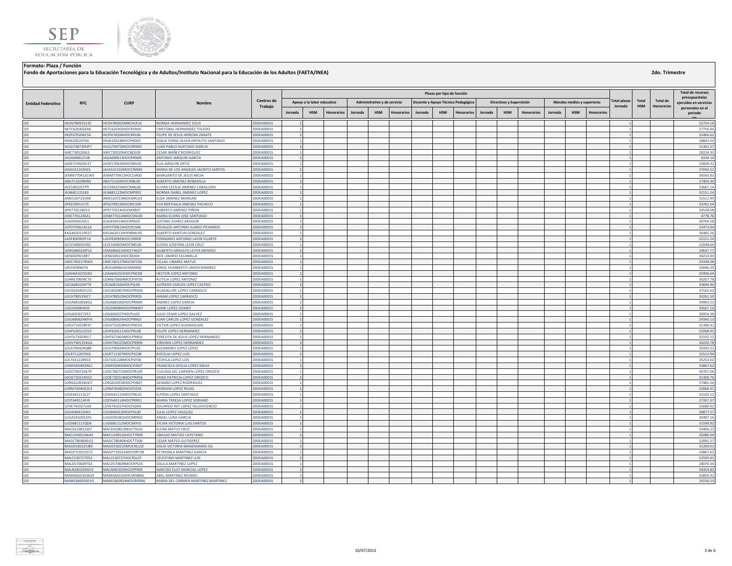**Formato: Plaza / Función**

**Fondo de Aportaciones para la Educación Tecnológica y de Adultos/Instituto Nacional para la Educación de los Adultos (FAETA/INEA)**

**2do. Trimestre**

| Entidad Federativa | RFC | CURP | Nombre | Centros de Trabajo | Plazas por tipo de función | | | | | | | | | | | | | | | Total plazas Jornada | Total HSM | Total de Honorarios | Total de recursos presupuestales ejercidos en servicios personales en el periodo (2) |
|---|---|---|---|---|---|---|---|---|---|---|---|---|---|---|---|---|---|---|---|---|---|---|---|
| | | | | | Apoyo a la labor educativa | | | Administrativo y de servicio | | | Docente y Apoyo Técnico Pedagógico | | | Directivos y Supervisión | | | Mandos medios y superiores | | | | | | |
| | | | | | Jornada | HSM | Honorarios | Jornada | HSM | Honorarios | Jornada | HSM | Honorarios | Jornada | HSM | Honorarios | Jornada | HSM | Honorarios | | | | |
| I20 | HESN780925235 | HESN780925MBCRLR16 | NORMA HERNANDEZ SOLIS | 20DEA0001S | 1 | | | | | | | | | | | | | | | 1 | | | 22754.18 |
| I20 | HETC620302EK6 | HETC620302HOCRLR04 | CRISTOBAL HERNANDEZ TOLEDO | 20DEA0001S | 1 | | | | | | | | | | | | | | | 1 | | | 27750.44 |
| I20 | HEZF670206C56 | HEZF670206HOCRRL06 | FELIPE DE JESUS HEREDIA ZARATE | 20DEA0001S | 1 | | | | | | | | | | | | | | | 1 | | | 32406.62 |
| I20 | HISI610524T6A | HISI610524MOCPND02 | IDALIA SONIA OLIVIA HIPOLITO SANTIAGO | 20DEA0001S | 1 | | | | | | | | | | | | | | | 1 | | | 28843.50 |
| I20 | HUGJ740730HP7 | HUGJ740730HOCRRN05 | JUAN PABLO HURTADO GARCIA | 20DEA0001S | 1 | | | | | | | | | | | | | | | 1 | | | 21362.27 |
| I20 | IARC7305204L5 | IARC730520HOCBDS09 | CESAR IBAÑEZ RODRIGUEZ | 20DEA0001S | 1 | | | | | | | | | | | | | | | 1 | | | 28224.35 |
| I20 | JAGA6906131I8 | JAGA690613HOCRRN04 | ANTONIO JARQUIN GARCIA | 20DEA0001S | 1 | | | | | | | | | | | | | | | 1 | | | 6334.14 |
| I20 | JAOE570420U37 | JAOE570420MOCRRL05 | ELIA JARQUIN ORTIZ | 20DEA0001S | 1 | | | | | | | | | | | | | | | 1 | | | 25828.32 |
| I20 | JASA531102HS5 | JASA531102MOCCNN00 | MARIA DE LOS ANGELES JACINTO SANTOS | 20DEA0001S | 1 | | | | | | | | | | | | | | | 1 | | | 37042.52 |
| I20 | JEMM770413CW5 | JEMM770413HOCSJR00 | MARGARITO DE JESUS MEJIA | 20DEA0001S | 1 | | | | | | | | | | | | | | | 1 | | | 36593.83 |
| I20 | JIBA751029MN5 | JIBA751029HOCMBL00 | ALBERTO JIMENEZ BOBADILLA | 20DEA0001S | 1 | | | | | | | | | | | | | | | 1 | | | 27404.30 |
| I20 | JICE590225TP9 | JICE590225MOCMBL06 | ELVIRA CECILIA JIMENEZ CABALLERO | 20DEA0001S | 1 | | | | | | | | | | | | | | | 1 | | | 22667.14 |
| I20 | JILN681122L83 | JILN681122MOCMPR01 | NORMA ISABEL JIMENEZ LOPEZ | 20DEA0001S | 1 | | | | | | | | | | | | | | | 1 | | | 52151.24 |
| I20 | JIME5207231N4 | JIME520723MOCMRL02 | ELDA JIMENEZ MORGAN | 20DEA0001S | 1 | | | | | | | | | | | | | | | 1 | | | 31512.49 |
| I20 | JIPE670915175 | JIPE670915MOCMCV00 | EVA MIRTHALA JIMENEZ PACHECO | 20DEA0001S | 1 | | | | | | | | | | | | | | | 1 | | | 33781.04 |
| I20 | JIPR770214DV3 | JIPR770214HOCMXB07 | ROBERTO JIMENEZ PIÑON | 20DEA0001S | 1 | | | | | | | | | | | | | | | 1 | | | 33528.08 |
| I20 | JOSE770124SA1 | JOSM770124MOCSNL00 | MARIA ELVIRA JOSE SANTIAGO | 20DEA0001S | 1 | | | | | | | | | | | | | | | 1 | | | 4778.76 |
| I20 | JUAJ450414JC1 | JUAJ450414HOCRRS03 | JUSTINO JUAREZ ARAGON | 20DEA0001S | 1 | | | | | | | | | | | | | | | 1 | | | 30769.58 |
| I20 | JUPO750613A1A | JUPO750613HOCRCS06 | OSVALDO ANTONIO JUAREZ PICHARDO | 20DEA0001S | 1 | | | | | | | | | | | | | | | 1 | | | 22473.00 |
| I20 | KAGX620119S57 | KXGA620119HYNNNL05 | ALBERTO KANTUN GONZALEZ | 20DEA0001S | 1 | | | | | | | | | | | | | | | 1 | | | 36465.26 |
| I20 | LADF830909T14 | LADF830909HOCVRR09 | FERNANDO ANTONIO LAVIN DUARTE | 20DEA0001S | 1 | | | | | | | | | | | | | | | 1 | | | 52151.24 |
| I20 | LECE540605AN2 | LECE540605MOCNRL06 | ELOISA JOSEFINA LEON CRUZ | 20DEA0001S | 1 | | | | | | | | | | | | | | | 1 | | | 22048.66 |
| I20 | LEMG860220FL6 | LEMG860220HOCYNL07 | GILBERTO ARNULFO LEYVA MENDEZ | 20DEA0001S | 1 | | | | | | | | | | | | | | | 1 | | | 10637.77 |
| I20 | LIEN6509218R7 | LIEN650921HOCBSX04 | NOE LIBORIO ESCAMILLA | 20DEA0001S | 1 | | | | | | | | | | | | | | | 1 | | | 34214.00 |
| I20 | LIMC740127RW4 | LIMC740127MOCNTC06 | CICLALI LINARES MATUS | 20DEA0001S | 1 | | | | | | | | | | | | | | | 1 | | | 33348.08 |
| I20 | LIRJ550906JYA | LIRJ550906HOCMMR00 | JORGE HUMBERTO LIMON RAMIREZ | 20DEA0001S | 1 | | | | | | | | | | | | | | | 1 | | | 32046.29 |
| I20 | LOAH641025SN2 | LOAH641025HOCPNC08 | HECTOR LOPEZ ANTONIO | 20DEA0001S | 1 | | | | | | | | | | | | | | | 1 | | | 35906.64 |
| I20 | LOAR670604CT0 | LOAR670604MOCPNT05 | RUTILIA LOPEZ ANTONIO | 20DEA0001S | 1 | | | | | | | | | | | | | | | 1 | | | 30207.78 |
| I20 | LOCA681026FT9 | LXCA681026HOCPSL06 | ALFREDO CARLOS LOPEZ CASTRO | 20DEA0001S | 1 | | | | | | | | | | | | | | | 1 | | | 33694.46 |
| I20 | LOCG650407U15 | LOCG650407MOCPRD05 | GUADALUPE LOPEZ CARRASCO | 20DEA0001S | 1 | | | | | | | | | | | | | | | 1 | | | 37162.63 |
| I20 | LOCH780529JC7 | LOCH780529HOCPRR03 | HIRAM LOPEZ CARRASCO | 20DEA0001S | 1 | | | | | | | | | | | | | | | 1 | | | 33261.50 |
| I20 | LOGA6810026G2 | LOGA681002HOCPRN09 | ANDRES LOPEZ GARCIA | 20DEA0001S | 1 | | | | | | | | | | | | | | | 1 | | | 34993.25 |
| I20 | LOGJ5909045I0 | LOGJ590904HOCPMM07 | JAIME LOPEZ GOMEZ | 20DEA0001S | 1 | | | | | | | | | | | | | | | 1 | | | 34567.16 |
| I20 | LOGJ6502272F3 | LOGJ650227HOCPLL02 | JULIO CESAR LOPEZ GALVEZ | 20DEA0001S | 1 | | | | | | | | | | | | | | | 1 | | | 30954.38 |
| I20 | LOGJ680624MYA | LOGJ680624HOCPNN02 | JUAN CARLOS LOPEZ GONZALEZ | 20DEA0001S | 1 | | | | | | | | | | | | | | | 1 | | | 29340.13 |
| I20 | LOGV710228F47 | LOGV710228HOCPNC05 | VICTOR LOPEZ GUENDOLAIN | 20DEA0001S | 1 | | | | | | | | | | | | | | | 1 | | | 31396.41 |
| I20 | LOHF620511D23 | LOHF620511HOCPRL08 | FELIPE LOPEZ HERNANDEZ | 20DEA0001S | 1 | | | | | | | | | | | | | | | 1 | | | 52068.45 |
| I20 | LOHT671003KL7 | LOHT671003MOCPRR02 | TERESITA DE JESUS LOPEZ HERNANDEZ | 20DEA0001S | 1 | | | | | | | | | | | | | | | 1 | | | 32102.12 |
| I20 | LOHV7401254GA | LOHV740125MOCPRR00 | VIRGINIA LOPEZ HERNANDEZ | 20DEA0001S | 1 | | | | | | | | | | | | | | | 1 | | | 34220.78 |
| I20 | LOLA700424Q88 | LOLA700424HOCPPL03 | ALEJANDRO LOPEZ LOPEZ | 20DEA0001S | 1 | | | | | | | | | | | | | | | 1 | | | 35935.51 |
| I20 | LOLR711207D61 | LOLR711207MOCPSC08 | ROCELIA LOPEZ LUIS | 20DEA0001S | 1 | | | | | | | | | | | | | | | 1 | | | 32512.94 |
| I20 | LOLT6312289C4 | LOLT631228MOCPSF08 | TEOFILA LOPEZ LUIS | 20DEA0001S | 1 | | | | | | | | | | | | | | | 1 | | | 35253.02 |
| I20 | LOMF6504039G1 | LOMF650403MOCPJR07 | FRANCISCA OFELIA LOPEZ MEJIA | 20DEA0001S | 1 | | | | | | | | | | | | | | | 1 | | | 33867.62 |
| I20 | LOOC700725679 | LOOC700725MOCPRL09 | CLAUDIA DEL CARMEN LOPEZ OROZCO | 20DEA0001S | 1 | | | | | | | | | | | | | | | 1 | | | 30707.06 |
| I20 | LOOE720214D52 | LOOE720214MOCPRR06 | ERIKA PATRICIA LOPEZ OROZCO | 20DEA0001S | 1 | | | | | | | | | | | | | | | 1 | | | 31300.76 |
| I20 | LORG610918UD7 | LORG610918HOCPDN07 | GENARO LOPEZ RODRIGUEZ | 20DEA0001S | 1 | | | | | | | | | | | | | | | 1 | | | 37465.26 |
| I20 | LORM7604023L3 | LORM760402HOCPJZ04 | MIZRAIM LOPEZ ROJAS | 20DEA0001S | 1 | | | | | | | | | | | | | | | 1 | | | 52068.45 |
| I20 | LOSE641115LZ7 | LOSE641115MOCPNL01 | ELPIDIA LOPEZ SANTIAGO | 20DEA0001S | 1 | | | | | | | | | | | | | | | 1 | | | 32102.12 |
| I20 | LOST640114FJ9 | LOST640114MOCPRR01 | MARIA TERESA LOPEZ SORIANO | 20DEA0001S | 1 | | | | | | | | | | | | | | | 1 | | | 27357.37 |
| I20 | LOVE741027LG9 | LOVE741027HOCPLD04 | EDUARDO REY LOPEZ VILLAVICENCIO | 20DEA0001S | 1 | | | | | | | | | | | | | | | 1 | | | 25680.92 |
| I20 | LOVJ640412H41 | LOVJ640412MOCPSL00 | JULIA LOPEZ VASQUEZ | 20DEA0001S | 1 | | | | | | | | | | | | | | | 1 | | | 30877.57 |
| I20 | LUGA5910015F6 | LUGA591001HOCNRN02 | ANGEL LUNA GARCIA | 20DEA0001S | 1 | | | | | | | | | | | | | | | 1 | | | 34387.16 |
| I20 | LUSS681111QD6 | LUSS681111MOCSNY01 | SYLVIA VICTORIA LUIS SANTOS | 20DEA0001S | 1 | | | | | | | | | | | | | | | 1 | | | 31599.92 |
| I20 | MACE610812JD7 | MACE610812MOCTRL01 | ELENA MATUS CRUZ | 20DEA0001S | 1 | | | | | | | | | | | | | | | 1 | | | 33406.23 |
| I20 | MACU540516K44 | MACU540516HOCTYB00 | UBALDO MATIAS CAYETANO | 20DEA0001S | 1 | | | | | | | | | | | | | | | 1 | | | 35080.04 |
| I20 | MAGC780404SG2 | MAGC780404HOCTTS06 | CESAR MATEO GUTIERREZ | 20DEA0001S | 1 | | | | | | | | | | | | | | | 1 | | | 52091.57 |
| I20 | MAGD530225JB0 | MAGD530225MOCNLL02 | DALIA VICTORIA MANZANARES GIL | 20DEA0001S | 1 | | | | | | | | | | | | | | | 1 | | | 31269.01 |
| I20 | MAGP710531ST2 | MAGP710531MOCRRT08 | PETRONILA MARTINEZ GARCIA | 20DEA0001S | 1 | | | | | | | | | | | | | | | 1 | | | 33867.62 |
| I20 | MALC530727D52 | MALC530727HOCRSL07 | CELESTINO MARTINEZ LUIS | 20DEA0001S | 1 | | | | | | | | | | | | | | | 1 | | | 52593.45 |
| I20 | MALD570609T63 | MALD570609MOCRPL05 | DALILA MARTINEZ LOPEZ | 20DEA0001S | 1 | | | | | | | | | | | | | | | 1 | | | 28070.34 |
| I20 | MALN581029GV3 | MALN581029HOCRPR05 | NARCISO ELOY MARCIAL LOPEZ | 20DEA0001S | 1 | | | | | | | | | | | | | | | 1 | | | 34354.83 |
| I20 | MAMA6501036V4 | MAMA650103HCSRNB06 | ABEL MARTINEZ MUNDO | 20DEA0001S | 1 | | | | | | | | | | | | | | | 1 | | | 32859.32 |
| I20 | MAMC6609242V3 | MAMC660924MOCRRR06 | MARIA DEL CARMEN MARTINEZ MARTINEZ | 20DEA0001S | 1 | | | | | | | | | | | | | | | 1 | | | 29236.53 |

10/07/2013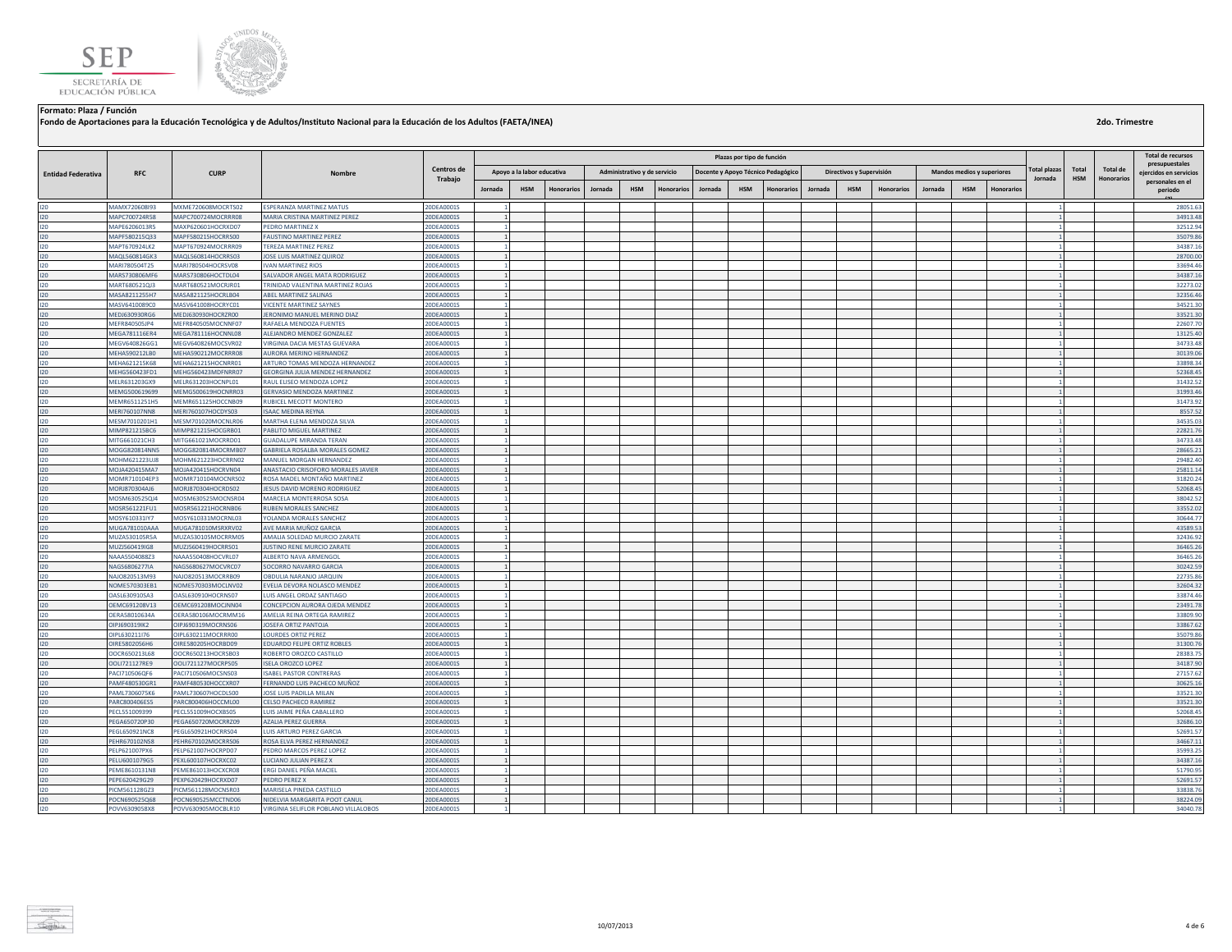**Formato: Plaza / Función**

**Fondo de Aportaciones para la Educación Tecnológica y de Adultos/Instituto Nacional para la Educación de los Adultos (FAETA/INEA)**

**2do. Trimestre**

| Entidad Federativa | RFC | CURP | Nombre | Centros de Trabajo | Plazas por tipo de función | | | | | | | | | | | | | | | Total plazas Jornada | Total HSM | Total de Honorarios | Total de recursos presupuestales ejercidos en servicios personales en el periodo |
|---|---|---|---|---|---|---|---|---|---|---|---|---|---|---|---|---|---|---|---|---|---|---|---|
| | | | | | Apoyo a la labor educativa | | | Administrativo y de servicio | | | Docente y Apoyo Técnico Pedagógico | | | Directivos y Supervisión | | | Mandos medios y superiores | | | | | | |
| | | | | | Jornada | HSM | Honorarios | Jornada | HSM | Honorarios | Jornada | HSM | Honorarios | Jornada | HSM | Honorarios | Jornada | HSM | Honorarios | | | | |
| I20 | MAMX720608I93 | MXME720608MOCRTS02 | ESPERANZA MARTINEZ MATUS | 20DEA0001S | 1 | | | | | | | | | | | | | | | 1 | | | 28051.63 |
| I20 | MAPC700724R58 | MAPC700724MOCRRR08 | MARIA CRISTINA MARTINEZ PEREZ | 20DEA0001S | 1 | | | | | | | | | | | | | | | 1 | | | 34913.48 |
| I20 | MAPE6206013R5 | MAXP620601HOCRXD07 | PEDRO MARTINEZ X | 20DEA0001S | 1 | | | | | | | | | | | | | | | 1 | | | 32512.94 |
| I20 | MAPF580215Q33 | MAPF580215HOCRRS00 | FAUSTINO MARTINEZ PEREZ | 20DEA0001S | 1 | | | | | | | | | | | | | | | 1 | | | 35079.86 |
| I20 | MAPT670924LK2 | MAPT670924MOCRRR09 | TEREZA MARTINEZ PEREZ | 20DEA0001S | 1 | | | | | | | | | | | | | | | 1 | | | 34387.16 |
| I20 | MAQL560814GK3 | MAQL560814HOCRRS03 | JOSE LUIS MARTINEZ QUIROZ | 20DEA0001S | 1 | | | | | | | | | | | | | | | 1 | | | 28700.00 |
| I20 | MARI780504T25 | MARI780504HOCRSV08 | IVAN MARTINEZ RIOS | 20DEA0001S | 1 | | | | | | | | | | | | | | | 1 | | | 33694.46 |
| I20 | MARS730806MF6 | MARS730806HOCTDL04 | SALVADOR ANGEL MATA RODRIGUEZ | 20DEA0001S | 1 | | | | | | | | | | | | | | | 1 | | | 34387.16 |
| I20 | MART680521QJ3 | MART680521MOCRJR01 | TRINIDAD VALENTINA MARTINEZ ROJAS | 20DEA0001S | 1 | | | | | | | | | | | | | | | 1 | | | 32273.02 |
| I20 | MASA8211255H7 | MASA821125HOCRLB04 | ABEL MARTINEZ SALINAS | 20DEA0001S | 1 | | | | | | | | | | | | | | | 1 | | | 32356.46 |
| I20 | MASV6410089C0 | MASV641008HOCRYC01 | VICENTE MARTINEZ SAYNES | 20DEA0001S | 1 | | | | | | | | | | | | | | | 1 | | | 34521.30 |
| I20 | MEDJ630930RG6 | MEDJ630930HOCRZR00 | JERONIMO MANUEL MERINO DIAZ | 20DEA0001S | 1 | | | | | | | | | | | | | | | 1 | | | 33521.30 |
| I20 | MEFR840505JP4 | MEFR840505MOCNNF07 | RAFAELA MENDOZA FUENTES | 20DEA0001S | 1 | | | | | | | | | | | | | | | 1 | | | 22607.70 |
| I20 | MEGA781116ER4 | MEGA781116HOCNNL08 | ALEJANDRO MENDEZ GONZALEZ | 20DEA0001S | 1 | | | | | | | | | | | | | | | 1 | | | 13125.40 |
| I20 | MEGV640826GG1 | MEGV640826MOCSVR02 | VIRGINIA DACIA MESTAS GUEVARA | 20DEA0001S | 1 | | | | | | | | | | | | | | | 1 | | | 34733.48 |
| I20 | MEHA590212LB0 | MEHA590212MOCRRR08 | AURORA MERINO HERNANDEZ | 20DEA0001S | 1 | | | | | | | | | | | | | | | 1 | | | 30139.06 |
| I20 | MEHA621215K68 | MEHA621215HOCNRR01 | ARTURO TOMAS MENDOZA HERNANDEZ | 20DEA0001S | 1 | | | | | | | | | | | | | | | 1 | | | 33898.34 |
| I20 | MEHG560423FD1 | MEHG560423MDFNRR07 | GEORGINA JULIA MENDEZ HERNANDEZ | 20DEA0001S | 1 | | | | | | | | | | | | | | | 1 | | | 52368.45 |
| I20 | MELR631203GX9 | MELR631203HOCNPL01 | RAUL ELISEO MENDOZA LOPEZ | 20DEA0001S | 1 | | | | | | | | | | | | | | | 1 | | | 31432.52 |
| I20 | MEMG500619699 | MEMG500619HOCNRR03 | GERVASIO MENDOZA MARTINEZ | 20DEA0001S | 1 | | | | | | | | | | | | | | | 1 | | | 31993.46 |
| I20 | MEMR6511251H5 | MEMR651125HOCCNB09 | RUBICEL MECOTT MONTERO | 20DEA0001S | 1 | | | | | | | | | | | | | | | 1 | | | 31473.92 |
| I20 | MERI760107NN8 | MERI760107HOCDYS03 | ISAAC MEDINA REYNA | 20DEA0001S | 1 | | | | | | | | | | | | | | | 1 | | | 8557.52 |
| I20 | MESM7010201H1 | MESM701020MOCNLR06 | MARTHA ELENA MENDOZA SILVA | 20DEA0001S | 1 | | | | | | | | | | | | | | | 1 | | | 34535.03 |
| I20 | MIMP821215BC6 | MIMP821215HOCGRB01 | PABLITO MIGUEL MARTINEZ | 20DEA0001S | 1 | | | | | | | | | | | | | | | 1 | | | 22821.76 |
| I20 | MITG661021CH3 | MITG661021MOCRRD01 | GUADALUPE MIRANDA TERAN | 20DEA0001S | 1 | | | | | | | | | | | | | | | 1 | | | 34733.48 |
| I20 | MOGG820814NN5 | MOGG820814MOCRMB07 | GABRIELA ROSALBA MORALES GOMEZ | 20DEA0001S | 1 | | | | | | | | | | | | | | | 1 | | | 28665.21 |
| I20 | MOHM621223UJ8 | MOHM621223HOCRRN02 | MANUEL MORGAN HERNANDEZ | 20DEA0001S | 1 | | | | | | | | | | | | | | | 1 | | | 29482.40 |
| I20 | MOJA420415MA7 | MOJA420415HOCRVN04 | ANASTACIO CRISOFORO MORALES JAVIER | 20DEA0001S | 1 | | | | | | | | | | | | | | | 1 | | | 25811.14 |
| I20 | MOMR710104EP3 | MOMR710104MOCNRS02 | ROSA MADEL MONTAÑO MARTINEZ | 20DEA0001S | 1 | | | | | | | | | | | | | | | 1 | | | 31820.24 |
| I20 | MORJ870304AJ6 | MORJ870304HOCRDS02 | JESUS DAVID MORENO RODRIGUEZ | 20DEA0001S | 1 | | | | | | | | | | | | | | | 1 | | | 52068.45 |
| I20 | MOSM630525QJ4 | MOSM630525MOCNSR04 | MARCELA MONTERROSA SOSA | 20DEA0001S | 1 | | | | | | | | | | | | | | | 1 | | | 38042.52 |
| I20 | MOSR561221FU1 | MOSR561221HOCRNB06 | RUBEN MORALES SANCHEZ | 20DEA0001S | 1 | | | | | | | | | | | | | | | 1 | | | 33552.02 |
| I20 | MOSY610331IY7 | MOSY610331MOCRNL03 | YOLANDA MORALES SANCHEZ | 20DEA0001S | 1 | | | | | | | | | | | | | | | 1 | | | 30644.77 |
| I20 | MUGA781010AAA | MUGA781010MSRXRV02 | AVE MARIA MUÑOZ GARCIA | 20DEA0001S | 1 | | | | | | | | | | | | | | | 1 | | | 43589.53 |
| I20 | MUZA530105R5A | MUZA530105MOCRRM05 | AMALIA SOLEDAD MURCIO ZARATE | 20DEA0001S | 1 | | | | | | | | | | | | | | | 1 | | | 32436.92 |
| I20 | MUZJ560419IG8 | MUZJ560419HOCRRS01 | JUSTINO RENE MURCIO ZARATE | 20DEA0001S | 1 | | | | | | | | | | | | | | | 1 | | | 36465.26 |
| I20 | NAAA5504088Z3 | NAAA550408HOCVRL07 | ALBERTO NAVA ARMENGOL | 20DEA0001S | 1 | | | | | | | | | | | | | | | 1 | | | 36465.26 |
| I20 | NAGS6806277IA | NAGS680627MOCVRC07 | SOCORRO NAVARRO GARCIA | 20DEA0001S | 1 | | | | | | | | | | | | | | | 1 | | | 30242.59 |
| I20 | NAJO820513M93 | NAJO820513MOCRRB09 | OBDULIA NARANJO JARQUIN | 20DEA0001S | 1 | | | | | | | | | | | | | | | 1 | | | 22735.86 |
| I20 | NOME570303EB1 | NOME570303MOCLNV02 | EVELIA DEVORA NOLASCO MENDEZ | 20DEA0001S | 1 | | | | | | | | | | | | | | | 1 | | | 32604.32 |
| I20 | OASL630910SA3 | OASL630910HOCRNS07 | LUIS ANGEL ORDAZ SANTIAGO | 20DEA0001S | 1 | | | | | | | | | | | | | | | 1 | | | 33874.46 |
| I20 | OEMC691208V13 | OEMC691208MOCJNN04 | CONCEPCION AURORA OJEDA MENDEZ | 20DEA0001S | 1 | | | | | | | | | | | | | | | 1 | | | 23491.78 |
| I20 | OERA58010634A | OERA580106MOCRMM16 | AMELIA REINA ORTEGA RAMIREZ | 20DEA0001S | 1 | | | | | | | | | | | | | | | 1 | | | 33809.90 |
| I20 | OIPJ690319IK2 | OIPJ690319MOCRNS06 | JOSEFA ORTIZ PANTOJA | 20DEA0001S | 1 | | | | | | | | | | | | | | | 1 | | | 33867.62 |
| I20 | OIPL630211I76 | OIPL630211MOCRRR00 | LOURDES ORTIZ PEREZ | 20DEA0001S | 1 | | | | | | | | | | | | | | | 1 | | | 35079.86 |
| I20 | OIRE5802056H6 | OIRE580205HOCRBD09 | EDUARDO FELIPE ORTIZ ROBLES | 20DEA0001S | 1 | | | | | | | | | | | | | | | 1 | | | 31300.76 |
| I20 | OOCR650213L68 | OOCR650213HOCRSB03 | ROBERTO OROZCO CASTILLO | 20DEA0001S | 1 | | | | | | | | | | | | | | | 1 | | | 28383.75 |
| I20 | OOLI721127RE9 | OOLI721127MOCRPS05 | ISELA OROZCO LOPEZ | 20DEA0001S | 1 | | | | | | | | | | | | | | | 1 | | | 34187.90 |
| I20 | PACI710506QF6 | PACI710506MOCSNS03 | ISABEL PASTOR CONTRERAS | 20DEA0001S | 1 | | | | | | | | | | | | | | | 1 | | | 27157.62 |
| I20 | PAMF480530GR1 | PAMF480530HOCCXR07 | FERNANDO LUIS PACHECO MUÑOZ | 20DEA0001S | 1 | | | | | | | | | | | | | | | 1 | | | 30625.16 |
| I20 | PAML7306075K6 | PAML730607HOCDLS00 | JOSE LUIS PADILLA MILAN | 20DEA0001S | 1 | | | | | | | | | | | | | | | 1 | | | 33521.30 |
| I20 | PARC800406ES5 | PARC800406HOCCML00 | CELSO PACHECO RAMIREZ | 20DEA0001S | 1 | | | | | | | | | | | | | | | 1 | | | 33521.30 |
| I20 | PECL551009399 | PECL551009HOCXBS05 | LUIS JAIME PEÑA CABALLERO | 20DEA0001S | 1 | | | | | | | | | | | | | | | 1 | | | 52068.45 |
| I20 | PEGA650720P30 | PEGA650720MOCRRZ09 | AZALIA PEREZ GUERRA | 20DEA0001S | 1 | | | | | | | | | | | | | | | 1 | | | 32686.10 |
| I20 | PEGL650921NC8 | PEGL650921HOCRRS04 | LUIS ARTURO PEREZ GARCIA | 20DEA0001S | 1 | | | | | | | | | | | | | | | 1 | | | 52691.57 |
| I20 | PEHR670102NS8 | PEHR670102MOCRRS06 | ROSA ELVA PEREZ HERNANDEZ | 20DEA0001S | 1 | | | | | | | | | | | | | | | 1 | | | 34667.11 |
| I20 | PELP621007PX6 | PELP621007HOCRPD07 | PEDRO MARCOS PEREZ LOPEZ | 20DEA0001S | 1 | | | | | | | | | | | | | | | 1 | | | 35993.25 |
| I20 | PELU6001079G5 | PEXL600107HOCRXC02 | LUCIANO JULIAN PEREZ X | 20DEA0001S | 1 | | | | | | | | | | | | | | | 1 | | | 34387.16 |
| I20 | PEME8610131N8 | PEME861013HOCXCR08 | ERGI DANIEL PEÑA MACIEL | 20DEA0001S | 1 | | | | | | | | | | | | | | | 1 | | | 51790.95 |
| I20 | PEPE620429G29 | PEXP620429HOCRXD07 | PEDRO PEREZ X | 20DEA0001S | 1 | | | | | | | | | | | | | | | 1 | | | 52691.57 |
| I20 | PICM561128GZ3 | PICM561128MOCNSR03 | MARISELA PINEDA CASTILLO | 20DEA0001S | 1 | | | | | | | | | | | | | | | 1 | | | 33838.76 |
| I20 | POCN690525Q68 | POCN690525MCCTND06 | NIDELVIA MARGARITA POOT CANUL | 20DEA0001S | 1 | | | | | | | | | | | | | | | 1 | | | 38224.09 |
| I20 | POVV6309058X8 | POVV630905MOCBLR10 | VIRGINIA SELIFLOR POBLANO VILLALOBOS | 20DEA0001S | 1 | | | | | | | | | | | | | | | 1 | | | 34040.78 |

10/07/2013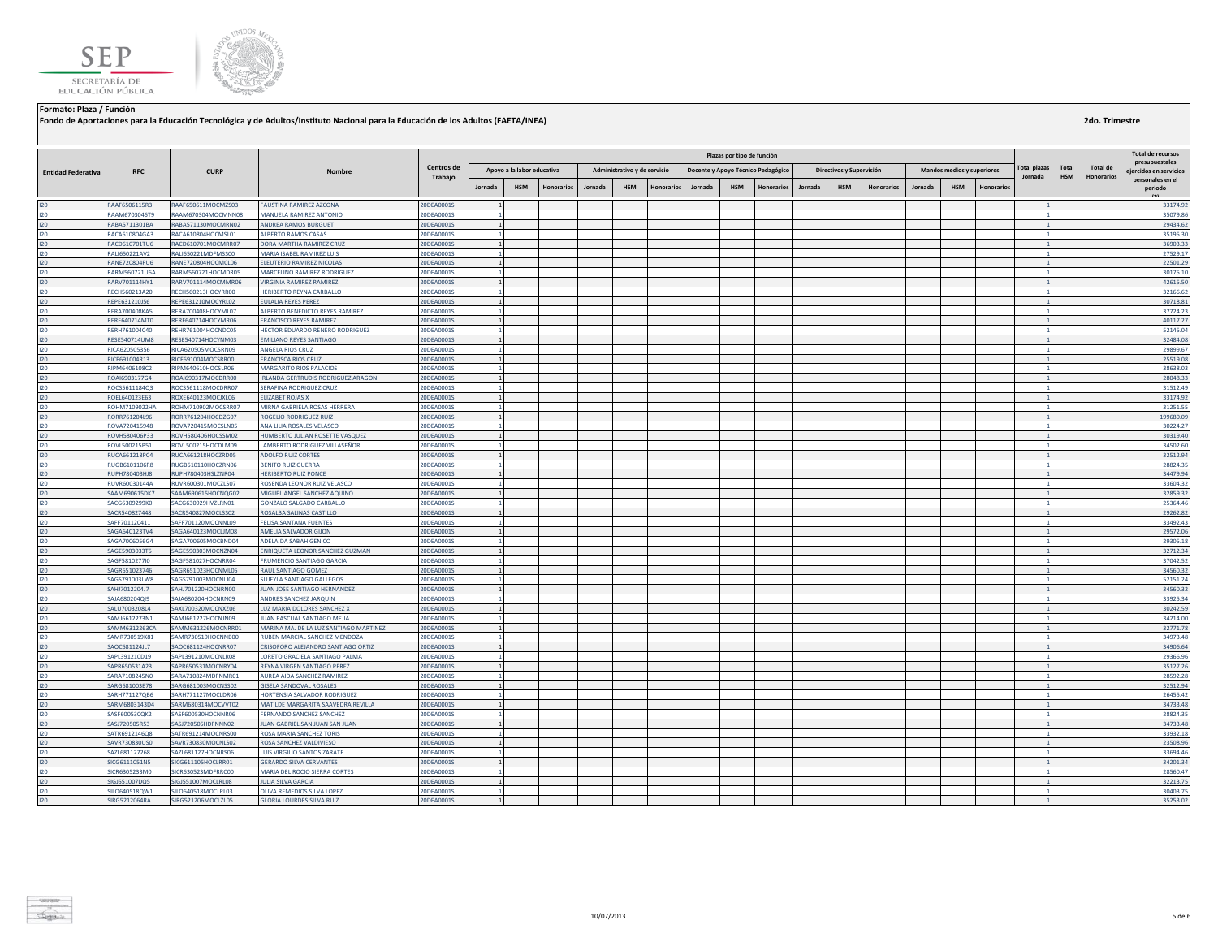**Formato: Plaza / Función**

**Fondo de Aportaciones para la Educación Tecnológica y de Adultos/Instituto Nacional para la Educación de los Adultos (FAETA/INEA)**

**2do. Trimestre**

| Entidad Federativa | RFC | CURP | Nombre | Centros de Trabajo | Plazas por tipo de función | | | | | | | | | | | | | | | Total plazas Jornada | Total HSM | Total de Honorarios | Total de recursos presupuestales ejercidos en servicios personales en el periodo (2) |
|---|---|---|---|---|---|---|---|---|---|---|---|---|---|---|---|---|---|---|---|---|---|---|---|
| | | | | | Apoyo a la labor educativa | | | Administrativo y de servicio | | | Docente y Apoyo Técnico Pedagógico | | | Directivos y Supervisión | | | Mandos medios y superiores | | | | | | |
| | | | | | Jornada | HSM | Honorarios | Jornada | HSM | Honorarios | Jornada | HSM | Honorarios | Jornada | HSM | Honorarios | Jornada | HSM | Honorarios | | | | |
| I20 | RAAF6506115R3 | RAAF650611MOCMZS03 | FAUSTINA RAMIREZ AZCONA | 20DEA0001S | 1 | | | | | | | | | | | | | | | 1 | | | 33174.92 |
| I20 | RAAM6703046T9 | RAAM670304MOCMNN08 | MANUELA RAMIREZ ANTONIO | 20DEA0001S | 1 | | | | | | | | | | | | | | | 1 | | | 35079.86 |
| I20 | RABA5711301BA | RABA571130MOCMRN02 | ANDREA RAMOS BURGUET | 20DEA0001S | 1 | | | | | | | | | | | | | | | 1 | | | 29434.62 |
| I20 | RACA610804GA3 | RACA610804HOCMSL01 | ALBERTO RAMOS CASAS | 20DEA0001S | 1 | | | | | | | | | | | | | | | 1 | | | 35195.30 |
| I20 | RACD610701TU6 | RACD610701MOCMRR07 | DORA MARTHA RAMIREZ CRUZ | 20DEA0001S | 1 | | | | | | | | | | | | | | | 1 | | | 36903.33 |
| I20 | RALI650221AV2 | RALI650221MDFMSS00 | MARIA ISABEL RAMIREZ LUIS | 20DEA0001S | 1 | | | | | | | | | | | | | | | 1 | | | 27529.17 |
| I20 | RANE720804PU6 | RANE720804HOCMCL06 | ELEUTERIO RAMIREZ NICOLAS | 20DEA0001S | 1 | | | | | | | | | | | | | | | 1 | | | 22501.29 |
| I20 | RARM560721U6A | RARM560721HOCMDR05 | MARCELINO RAMIREZ RODRIGUEZ | 20DEA0001S | 1 | | | | | | | | | | | | | | | 1 | | | 30175.10 |
| I20 | RARV701114HY1 | RARV701114MOCMMR06 | VIRGINIA RAMIREZ RAMIREZ | 20DEA0001S | 1 | | | | | | | | | | | | | | | 1 | | | 42615.50 |
| I20 | RECH560213A20 | RECH560213HOCYRR00 | HERIBERTO REYNA CARBALLO | 20DEA0001S | 1 | | | | | | | | | | | | | | | 1 | | | 32166.62 |
| I20 | REPE631210J56 | REPE631210MOCYRL02 | EULALIA REYES PEREZ | 20DEA0001S | 1 | | | | | | | | | | | | | | | 1 | | | 30718.81 |
| I20 | RERA700408KA5 | RERA700408HOCYML07 | ALBERTO BENEDICTO REYES RAMIREZ | 20DEA0001S | 1 | | | | | | | | | | | | | | | 1 | | | 37724.23 |
| I20 | RERF640714MT0 | RERF640714HOCYMR06 | FRANCISCO REYES RAMIREZ | 20DEA0001S | 1 | | | | | | | | | | | | | | | 1 | | | 40117.27 |
| I20 | RERH761004C40 | REHR761004HOCNDC05 | HECTOR EDUARDO RENERO RODRIGUEZ | 20DEA0001S | 1 | | | | | | | | | | | | | | | 1 | | | 52145.04 |
| I20 | RESE540714UM8 | RESE540714HOCYNM03 | EMILIANO REYES SANTIAGO | 20DEA0001S | 1 | | | | | | | | | | | | | | | 1 | | | 32484.08 |
| I20 | RICA620505356 | RICA620505MOCSRN09 | ANGELA RIOS CRUZ | 20DEA0001S | 1 | | | | | | | | | | | | | | | 1 | | | 29899.67 |
| I20 | RICF691004R13 | RICF691004MOCSRR00 | FRANCISCA RIOS CRUZ | 20DEA0001S | 1 | | | | | | | | | | | | | | | 1 | | | 25519.08 |
| I20 | RIPM6406108C2 | RIPM640610HOCSLR06 | MARGARITO RIOS PALACIOS | 20DEA0001S | 1 | | | | | | | | | | | | | | | 1 | | | 38638.03 |
| I20 | ROAI6903177G4 | ROAI690317MOCDRR00 | IRLANDA GERTRUDIS RODRIGUEZ ARAGON | 20DEA0001S | 1 | | | | | | | | | | | | | | | 1 | | | 28048.33 |
| I20 | ROCS5611184Q3 | ROCS561118MOCDRR07 | SERAFINA RODRIGUEZ CRUZ | 20DEA0001S | 1 | | | | | | | | | | | | | | | 1 | | | 31512.49 |
| I20 | ROEL640123E63 | ROXE640123MOCJXL06 | ELIZABET ROJAS X | 20DEA0001S | 1 | | | | | | | | | | | | | | | 1 | | | 33174.92 |
| I20 | ROHM710902HA | ROHM710902MOCSRR07 | MIRNA GABRIELA ROSAS HERRERA | 20DEA0001S | 1 | | | | | | | | | | | | | | | 1 | | | 31251.55 |
| I20 | RORR761204L96 | RORR761204HOCDZG07 | ROGELIO RODRIGUEZ RUIZ | 20DEA0001S | 1 | | | | | | | | | | | | | | | 1 | | | 199680.09 |
| I20 | ROVA720415948 | ROVA720415MOCSLN05 | ANA LILIA ROSALES VELASCO | 20DEA0001S | 1 | | | | | | | | | | | | | | | 1 | | | 30224.27 |
| I20 | ROVH580406P33 | ROVH580406HOCSSM02 | HUMBERTO JULIAN ROSETTE VASQUEZ | 20DEA0001S | 1 | | | | | | | | | | | | | | | 1 | | | 30319.40 |
| I20 | ROVL500215PS1 | ROVL500215HOCDLM09 | LAMBERTO RODRIGUEZ VILLASEÑOR | 20DEA0001S | 1 | | | | | | | | | | | | | | | 1 | | | 34502.60 |
| I20 | RUCA661218PC4 | RUCA661218HOCZRD05 | ADOLFO RUIZ CORTES | 20DEA0001S | 1 | | | | | | | | | | | | | | | 1 | | | 32512.94 |
| I20 | RUGB6101106R8 | RUGB610110HOCZRN06 | BENITO RUIZ GUERRA | 20DEA0001S | 1 | | | | | | | | | | | | | | | 1 | | | 28824.35 |
| I20 | RUPH780403HJ8 | RUPH780403HSLZNR04 | HERIBERTO RUIZ PONCE | 20DEA0001S | 1 | | | | | | | | | | | | | | | 1 | | | 34479.94 |
| I20 | RUVR60030144A | RUVR600301MOCZLS07 | ROSENDA LEONOR RUIZ VELASCO | 20DEA0001S | 1 | | | | | | | | | | | | | | | 1 | | | 33604.32 |
| I20 | SAAM690615DK7 | SAAM690615HOCNQG02 | MIGUEL ANGEL SANCHEZ AQUINO | 20DEA0001S | 1 | | | | | | | | | | | | | | | 1 | | | 32859.32 |
| I20 | SACG6309299K0 | SACG630929HVZLRN01 | GONZALO SALGADO CARBALLO | 20DEA0001S | 1 | | | | | | | | | | | | | | | 1 | | | 25364.46 |
| I20 | SACR540827448 | SACR540827MOCLSS02 | ROSALBA SALINAS CASTILLO | 20DEA0001S | 1 | | | | | | | | | | | | | | | 1 | | | 29262.82 |
| I20 | SAFF701120411 | SAFF701120MOCNNL09 | FELISA SANTANA FUENTES | 20DEA0001S | 1 | | | | | | | | | | | | | | | 1 | | | 33492.43 |
| I20 | SAGA640123TV4 | SAGA640123MOCLJM08 | AMELIA SALVADOR GIJON | 20DEA0001S | 1 | | | | | | | | | | | | | | | 1 | | | 29572.06 |
| I20 | SAGA7006056G4 | SAGA700605MOCBND04 | ADELAIDA SABAH GENICO | 20DEA0001S | 1 | | | | | | | | | | | | | | | 1 | | | 29305.18 |
| I20 | SAGE5903033T5 | SAGE590303MOCNZN04 | ENRIQUETA LEONOR SANCHEZ GUZMAN | 20DEA0001S | 1 | | | | | | | | | | | | | | | 1 | | | 32712.34 |
| I20 | SAGF5810277I0 | SAGF581027HOCNRR04 | FRUMENCIO SANTIAGO GARCIA | 20DEA0001S | 1 | | | | | | | | | | | | | | | 1 | | | 37042.52 |
| I20 | SAGR651023746 | SAGR651023HOCNML05 | RAUL SANTIAGO GOMEZ | 20DEA0001S | 1 | | | | | | | | | | | | | | | 1 | | | 34560.32 |
| I20 | SAGS791003LW8 | SAGS791003MOCNLJ04 | SUJEYLA SANTIAGO GALLEGOS | 20DEA0001S | 1 | | | | | | | | | | | | | | | 1 | | | 52151.24 |
| I20 | SAHJ7012204J7 | SAHJ701220HOCNRN00 | JUAN JOSE SANTIAGO HERNANDEZ | 20DEA0001S | 1 | | | | | | | | | | | | | | | 1 | | | 34560.32 |
| I20 | SAJA680204QJ9 | SAJA680204HOCNRN09 | ANDRES SANCHEZ JARQUIN | 20DEA0001S | 1 | | | | | | | | | | | | | | | 1 | | | 33925.34 |
| I20 | SALU7003208L4 | SAXL700320MOCNXZ06 | LUZ MARIA DOLORES SANCHEZ X | 20DEA0001S | 1 | | | | | | | | | | | | | | | 1 | | | 30242.59 |
| I20 | SAMJ6612273N1 | SAMJ661227HOCNJN09 | JUAN PASCUAL SANTIAGO MEJIA | 20DEA0001S | 1 | | | | | | | | | | | | | | | 1 | | | 34214.00 |
| I20 | SAMM6312263CA | SAMM631226MOCNRR01 | MARINA MA. DE LA LUZ SANTIAGO MARTINEZ | 20DEA0001S | 1 | | | | | | | | | | | | | | | 1 | | | 32771.78 |
| I20 | SAMR730519K81 | SAMR730519HOCNNB00 | RUBEN MARCIAL SANCHEZ MENDOZA | 20DEA0001S | 1 | | | | | | | | | | | | | | | 1 | | | 34973.48 |
| I20 | SAOC681124JL7 | SAOC681124HOCNRR07 | CRISOFORO ALEJANDRO SANTIAGO ORTIZ | 20DEA0001S | 1 | | | | | | | | | | | | | | | 1 | | | 34906.64 |
| I20 | SAPL391210D19 | SAPL391210MOCNLR08 | LORETO GRACIELA SANTIAGO PALMA | 20DEA0001S | 1 | | | | | | | | | | | | | | | 1 | | | 29366.96 |
| I20 | SAPR650531A23 | SAPR650531MOCNRY04 | REYNA VIRGEN SANTIAGO PEREZ | 20DEA0001S | 1 | | | | | | | | | | | | | | | 1 | | | 35127.26 |
| I20 | SARA7108245N0 | SARA710824MDFNMR01 | AUREA AIDA SANCHEZ RAMIREZ | 20DEA0001S | 1 | | | | | | | | | | | | | | | 1 | | | 28592.28 |
| I20 | SARG681003E78 | SARG681003MOCNSS02 | GISELA SANDOVAL ROSALES | 20DEA0001S | 1 | | | | | | | | | | | | | | | 1 | | | 32512.94 |
| I20 | SARH771127QB6 | SARH771127MOCLDR06 | HORTENSIA SALVADOR RODRIGUEZ | 20DEA0001S | 1 | | | | | | | | | | | | | | | 1 | | | 26455.42 |
| I20 | SARM6803143D4 | SARM680314MOCVVT02 | MATILDE MARGARITA SAAVEDRA REVILLA | 20DEA0001S | 1 | | | | | | | | | | | | | | | 1 | | | 34733.48 |
| I20 | SASF600530QK2 | SASF600530HOCNNR06 | FERNANDO SANCHEZ SANCHEZ | 20DEA0001S | 1 | | | | | | | | | | | | | | | 1 | | | 28824.35 |
| I20 | SASJ720505R53 | SASJ720505HDFNNN02 | JUAN GABRIEL SAN JUAN SAN JUAN | 20DEA0001S | 1 | | | | | | | | | | | | | | | 1 | | | 34733.48 |
| I20 | SATR6912146Q8 | SATR691214MOCNRS00 | ROSA MARIA SANCHEZ TORIS | 20DEA0001S | 1 | | | | | | | | | | | | | | | 1 | | | 33932.18 |
| I20 | SAVR730830US0 | SAVR730830MOCNLS02 | ROSA SANCHEZ VALDIVIESO | 20DEA0001S | 1 | | | | | | | | | | | | | | | 1 | | | 23508.96 |
| I20 | SAZL681127268 | SAZL681127HOCNRS06 | LUIS VIRGILIO SANTOS ZARATE | 20DEA0001S | 1 | | | | | | | | | | | | | | | 1 | | | 33694.46 |
| I20 | SICG611105IN5 | SICG611105HOCLRR01 | GERARDO SILVA CERVANTES | 20DEA0001S | 1 | | | | | | | | | | | | | | | 1 | | | 34201.34 |
| I20 | SICR6305233M0 | SICR630523MDFRRC00 | MARIA DEL ROCIO SIERRA CORTES | 20DEA0001S | 1 | | | | | | | | | | | | | | | 1 | | | 28560.47 |
| I20 | SIGJ551007DQ5 | SIGJ551007MOCLRL08 | JULIA SILVA GARCIA | 20DEA0001S | 1 | | | | | | | | | | | | | | | 1 | | | 32213.75 |
| I20 | SILO640518QW1 | SILO640518MOCLPL03 | OLIVA REMEDIOS SILVA LOPEZ | 20DEA0001S | 1 | | | | | | | | | | | | | | | 1 | | | 30403.75 |
| I20 | SIRG5212064RA | SIRG521206MOCLZL05 | GLORIA LOURDES SILVA RUIZ | 20DEA0001S | 1 | | | | | | | | | | | | | | | 1 | | | 35253.02 |

10/07/2013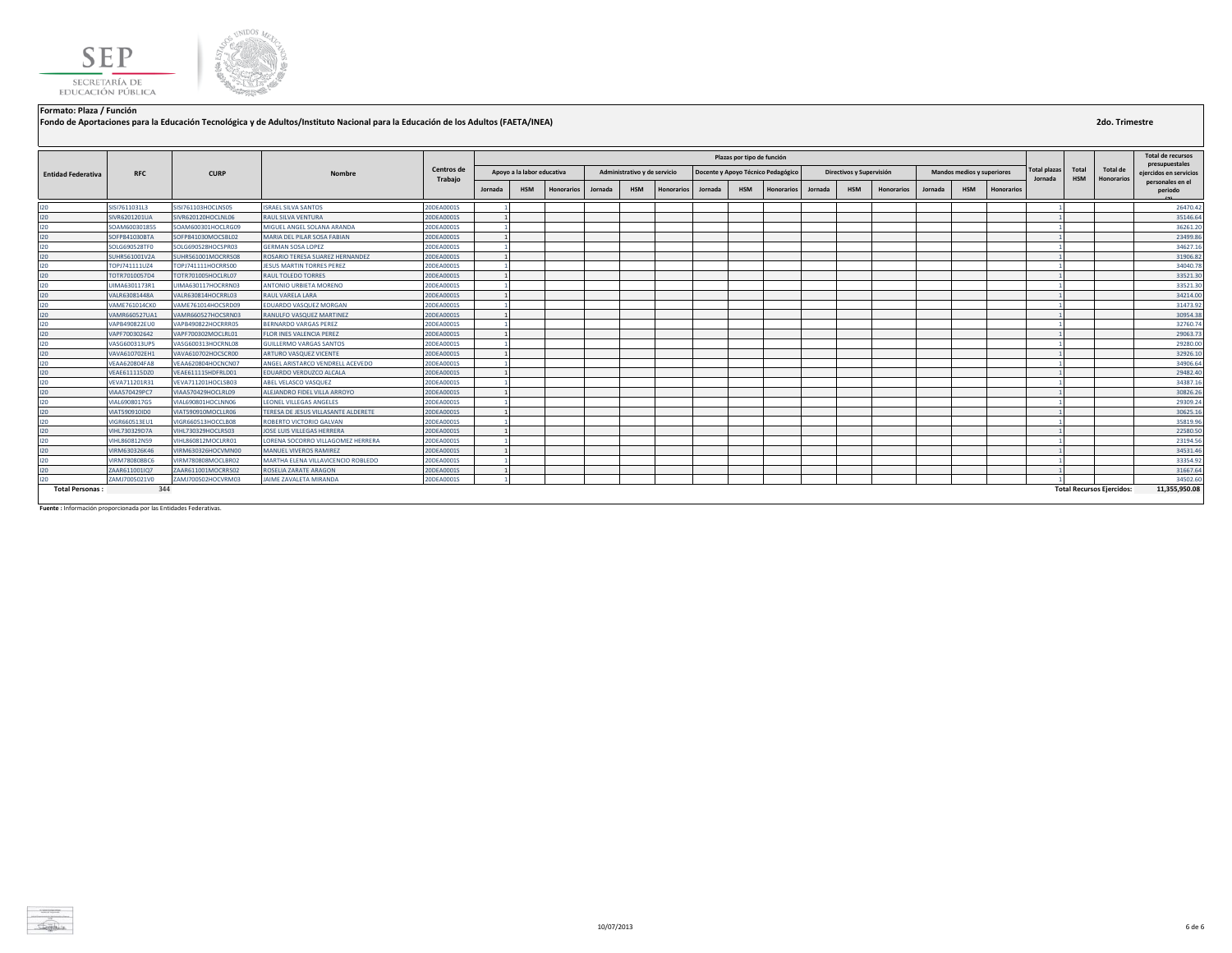**Formato: Plaza / Función**

**Fondo de Aportaciones para la Educación Tecnológica y de Adultos/Instituto Nacional para la Educación de los Adultos (FAETA/INEA)**

**2do. Trimestre**

| Entidad Federativa | RFC | CURP | Nombre | Centros de Trabajo | Plazas por tipo de función | | | | | | | | | | | | | | | Total plazas Jornada | Total HSM | Total de Honorarios | Total de recursos presupuestales ejercidos en servicios personales en el periodo (2) |
|---|---|---|---|---|---|---|---|---|---|---|---|---|---|---|---|---|---|---|---|---|---|---|---|
| | | | | | Apoyo a la labor educativa | | | Administrativo y de servicio | | | Docente y Apoyo Técnico Pedagógico | | | Directivos y Supervisión | | | Mandos medios y superiores | | | | | | |
| | | | | | Jornada | HSM | Honorarios | Jornada | HSM | Honorarios | Jornada | HSM | Honorarios | Jornada | HSM | Honorarios | Jornada | HSM | Honorarios | | | | |
| I20 | SISI7611031L3 | SISI761103HOCLNS05 | ISRAEL SILVA SANTOS | 20DEA0001S | 1 | | | | | | | | | | | | | | | 1 | | | 26470.42 |
| I20 | SIVR6201201UA | SIVR620120HOCLNL06 | RAUL SILVA VENTURA | 20DEA0001S | 1 | | | | | | | | | | | | | | | 1 | | | 35146.64 |
| I20 | SOAM600301855 | SOAM600301HOCLRG09 | MIGUEL ANGEL SOLANA ARANDA | 20DEA0001S | 1 | | | | | | | | | | | | | | | 1 | | | 36261.20 |
| I20 | SOFP841030BTA | SOFP841030MOCSBL02 | MARIA DEL PILAR SOSA FABIAN | 20DEA0001S | 1 | | | | | | | | | | | | | | | 1 | | | 23499.86 |
| I20 | SOLG690528TF0 | SOLG690528HOCSPR03 | GERMAN SOSA LOPEZ | 20DEA0001S | 1 | | | | | | | | | | | | | | | 1 | | | 34627.16 |
| I20 | SUHR561001V2A | SUHR561001MOCRRS08 | ROSARIO TERESA SUAREZ HERNANDEZ | 20DEA0001S | 1 | | | | | | | | | | | | | | | 1 | | | 31906.82 |
| I20 | TOPJ741111UZ4 | TOPJ741111HOCRRS00 | JESUS MARTIN TORRES PEREZ | 20DEA0001S | 1 | | | | | | | | | | | | | | | 1 | | | 34040.78 |
| I20 | TOTR7010057D4 | TOTR701005HOCLRL07 | RAUL TOLEDO TORRES | 20DEA0001S | 1 | | | | | | | | | | | | | | | 1 | | | 33521.30 |
| I20 | UIMA6301173R1 | UIMA630117HOCRRN03 | ANTONIO URBIETA MORENO | 20DEA0001S | 1 | | | | | | | | | | | | | | | 1 | | | 33521.30 |
| I20 | VALR63081448A | VALR630814HOCRRL03 | RAUL VARELA LARA | 20DEA0001S | 1 | | | | | | | | | | | | | | | 1 | | | 34214.00 |
| I20 | VAME761014CK0 | VAME761014HOCSRD09 | EDUARDO VASQUEZ MORGAN | 20DEA0001S | 1 | | | | | | | | | | | | | | | 1 | | | 31473.92 |
| I20 | VAMR660527UA1 | VAMR660527HOCSRN03 | RANULFO VASQUEZ MARTINEZ | 20DEA0001S | 1 | | | | | | | | | | | | | | | 1 | | | 30954.38 |
| I20 | VAPB490822EU0 | VAPB490822HOCRRR05 | BERNARDO VARGAS PEREZ | 20DEA0001S | 1 | | | | | | | | | | | | | | | 1 | | | 32760.74 |
| I20 | VAPF700302642 | VAPF700302MOCLRL01 | FLOR INES VALENCIA PEREZ | 20DEA0001S | 1 | | | | | | | | | | | | | | | 1 | | | 29063.73 |
| I20 | VASG600313UP5 | VASG600313HOCRNL08 | GUILLERMO VARGAS SANTOS | 20DEA0001S | 1 | | | | | | | | | | | | | | | 1 | | | 29280.00 |
| I20 | VAVA610702EH1 | VAVA610702HOCSCR00 | ARTURO VASQUEZ VICENTE | 20DEA0001S | 1 | | | | | | | | | | | | | | | 1 | | | 32926.10 |
| I20 | VEAA620804FA8 | VEAA620804HOCNCN07 | ANGEL ARISTARCO VENDRELL ACEVEDO | 20DEA0001S | 1 | | | | | | | | | | | | | | | 1 | | | 34906.64 |
| I20 | VEAE611115DZ0 | VEAE611115HDFRLD01 | EDUARDO VERDUZCO ALCALA | 20DEA0001S | 1 | | | | | | | | | | | | | | | 1 | | | 29482.40 |
| I20 | VEVA711201R31 | VEVA711201HOCLSB03 | ABEL VELASCO VASQUEZ | 20DEA0001S | 1 | | | | | | | | | | | | | | | 1 | | | 34387.16 |
| I20 | VIAA570429PC7 | VIAA570429HOCLRL09 | ALEJANDRO FIDEL VILLA ARROYO | 20DEA0001S | 1 | | | | | | | | | | | | | | | 1 | | | 30826.26 |
| I20 | VIAL6908017G5 | VIAL690801HOCLNN06 | LEONEL VILLEGAS ANGELES | 20DEA0001S | 1 | | | | | | | | | | | | | | | 1 | | | 29309.24 |
| I20 | VIAT590910ID0 | VIAT590910MOCLLR06 | TERESA DE JESUS VILLASANTE ALDERETE | 20DEA0001S | 1 | | | | | | | | | | | | | | | 1 | | | 30625.16 |
| I20 | VIGR660513EU1 | VIGR660513HOCCLB08 | ROBERTO VICTORIO GALVAN | 20DEA0001S | 1 | | | | | | | | | | | | | | | 1 | | | 35819.96 |
| I20 | VIHL730329D7A | VIHL730329HOCLRS03 | JOSE LUIS VILLEGAS HERRERA | 20DEA0001S | 1 | | | | | | | | | | | | | | | 1 | | | 22580.50 |
| I20 | VIHL860812N59 | VIHL860812MOCLRR01 | LORENA SOCORRO VILLAGOMEZ HERRERA | 20DEA0001S | 1 | | | | | | | | | | | | | | | 1 | | | 23194.56 |
| I20 | VIRM630326K46 | VIRM630326HOCVMN00 | MANUEL VIVEROS RAMIREZ | 20DEA0001S | 1 | | | | | | | | | | | | | | | 1 | | | 34531.46 |
| I20 | VIRM780808BC6 | VIRM780808MOCLBR02 | MARTHA ELENA VILLAVICENCIO ROBLEDO | 20DEA0001S | 1 | | | | | | | | | | | | | | | 1 | | | 33354.92 |
| I20 | ZAAR611001IQ7 | ZAAR611001MOCRRS02 | ROSELIA ZARATE ARAGON | 20DEA0001S | 1 | | | | | | | | | | | | | | | 1 | | | 31667.64 |
| I20 | ZAMJ7005021V0 | ZAMJ700502HOCVRM03 | JAIME ZAVALETA MIRANDA | 20DEA0001S | 1 | | | | | | | | | | | | | | | 1 | | | 34502.60 |
| **Total Personas :** | 344 | | | | | | | | | | | | | | | | | | | | **Total Recursos Ejercidos:** | | **11,355,950.08** |

**Fuente :** Información proporcionada por las Entidades Federativas.

10/07/2013